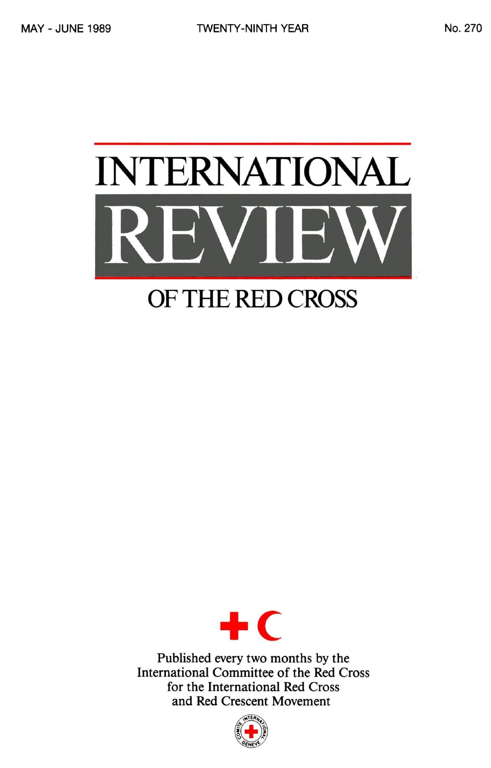MAY - JUNE 1989 TWENTY-NINTH YEAR No. 270

# INTERNATIONAL REVIEW OF THE RED CROSS

Published every two months by the
International Committee of the Red Cross
for the International Red Cross
and Red Crescent Movement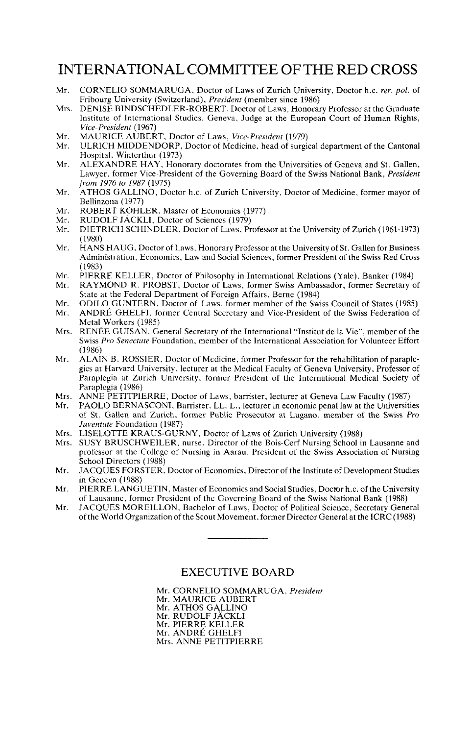# INTERNATIONAL COMMITTEE OF THE RED CROSS

Mr. CORNELIO SOMMARUGA, Doctor of Laws of Zurich University, Doctor h.c. *rer. pol.* of Fribourg University (Switzerland), *President* (member since 1986)

Mrs. DENISE BINDSCHEDLER-ROBERT, Doctor of Laws, Honorary Professor at the Graduate Institute of International Studies, Geneva, Judge at the European Court of Human Rights, *Vice-President* (1967)

Mr. MAURICE AUBERT, Doctor of Laws, *Vice-President* (1979)

Mr. ULRICH MIDDENDORP, Doctor of Medicine, head of surgical department of the Cantonal Hospital, Winterthur (1973)

Mr. ALEXANDRE HAY, Honorary doctorates from the Universities of Geneva and St. Gallen, Lawyer, former Vice-President of the Governing Board of the Swiss National Bank, *President from 1976 to 1987* (1975)

Mr. ATHOS GALLINO, Doctor h.c. of Zurich University, Doctor of Medicine, former mayor of Bellinzona (1977)

Mr. ROBERT KOHLER, Master of Economics (1977)

Mr. RUDOLF JÄCKLI, Doctor of Sciences (1979)

Mr. DIETRICH SCHINDLER, Doctor of Laws, Professor at the University of Zurich (1961-1973) (1980)

Mr. HANS HAUG, Doctor of Laws, Honorary Professor at the University of St. Gallen for Business Administration, Economics, Law and Social Sciences, former President of the Swiss Red Cross (1983)

Mr. PIERRE KELLER, Doctor of Philosophy in International Relations (Yale), Banker (1984)

Mr. RAYMOND R. PROBST, Doctor of Laws, former Swiss Ambassador, former Secretary of State at the Federal Department of Foreign Affairs, Berne (1984)

Mr. ODILO GUNTERN, Doctor of Laws, former member of the Swiss Council of States (1985)

Mr. ANDRÉ GHELFI, former Central Secretary and Vice-President of the Swiss Federation of Metal Workers (1985)

Mrs. RENÉE GUISAN, General Secretary of the International "Institut de la Vie", member of the Swiss *Pro Senectute* Foundation, member of the International Association for Volunteer Effort (1986)

Mr. ALAIN B. ROSSIER, Doctor of Medicine, former Professor for the rehabilitation of paraplegics at Harvard University, lecturer at the Medical Faculty of Geneva University, Professor of Paraplegia at Zurich University, former President of the International Medical Society of Paraplegia (1986)

Mrs. ANNE PETITPIERRE, Doctor of Laws, barrister, lecturer at Geneva Law Faculty (1987)

Mr. PAOLO BERNASCONI, Barrister, LL. L., lecturer in economic penal law at the Universities of St. Gallen and Zurich, former Public Prosecutor at Lugano, member of the Swiss *Pro Juventute* Foundation (1987)

Mrs. LISELOTTE KRAUS-GURNY, Doctor of Laws of Zurich University (1988)

Mrs. SUSY BRUSCHWEILER, nurse, Director of the Bois-Cerf Nursing School in Lausanne and professor at the College of Nursing in Aarau, President of the Swiss Association of Nursing School Directors (1988)

Mr. JACQUES FORSTER, Doctor of Economics, Director of the Institute of Development Studies in Geneva (1988)

Mr. PIERRE LANGUETIN, Master of Economics and Social Studies, Doctor h.c. of the University of Lausanne, former President of the Governing Board of the Swiss National Bank (1988)

Mr. JACQUES MOREILLON, Bachelor of Laws, Doctor of Political Science, Secretary General of the World Organization of the Scout Movement, former Director General at the ICRC (1988)

---

## EXECUTIVE BOARD

Mr. CORNELIO SOMMARUGA, *President*
Mr. MAURICE AUBERT
Mr. ATHOS GALLINO
Mr. RUDOLF JÄCKLI
Mr. PIERRE KELLER
Mr. ANDRÉ GHELFI
Mrs. ANNE PETITPIERRE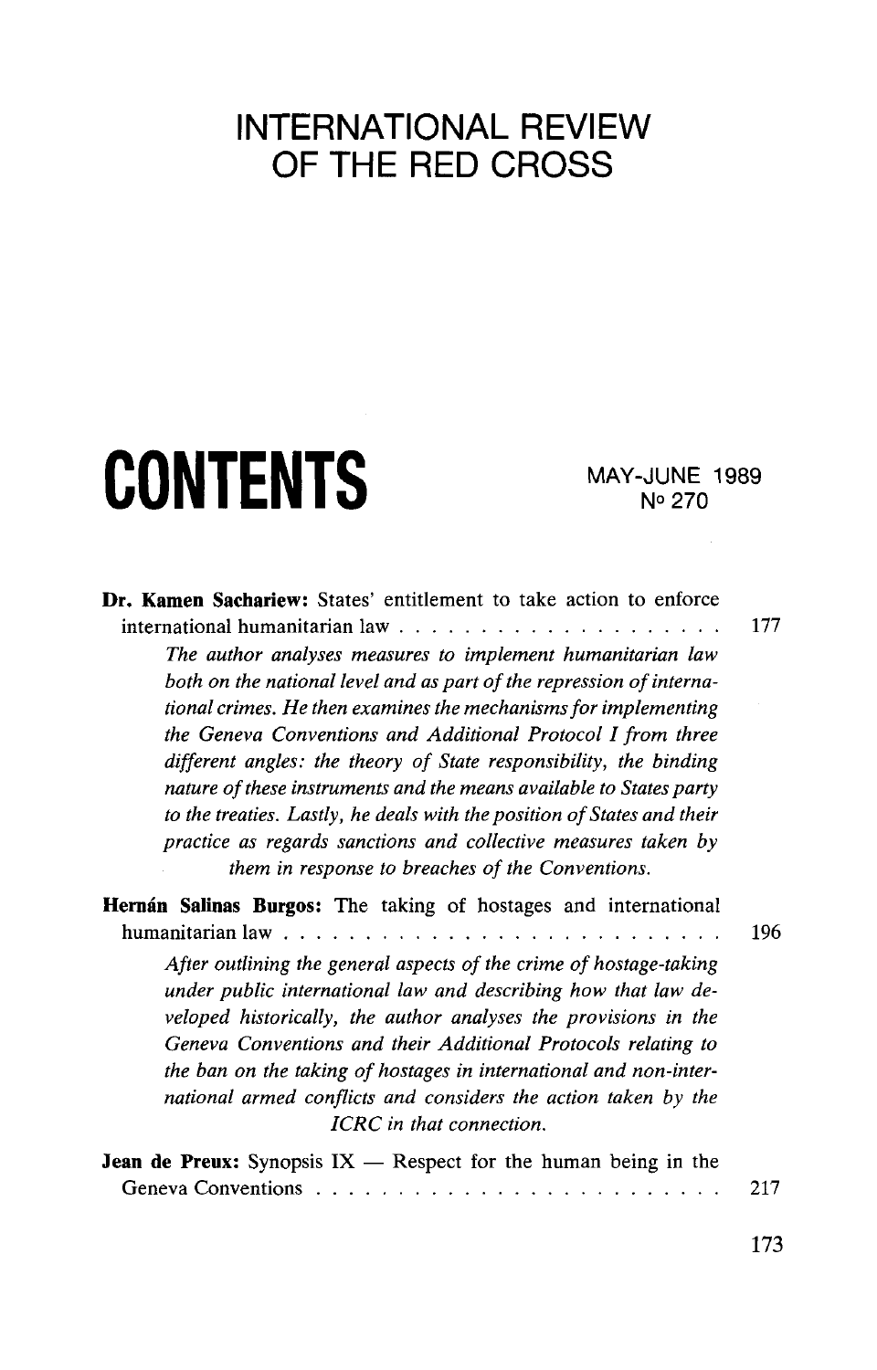# INTERNATIONAL REVIEW OF THE RED CROSS

# CONTENTS

MAY-JUNE 1989
No 270

**Dr. Kamen Sachariew:** States' entitlement to take action to enforce international humanitarian law . . . . . . . . . . . . . . . . . . . . 177

*The author analyses measures to implement humanitarian law both on the national level and as part of the repression of international crimes. He then examines the mechanisms for implementing the Geneva Conventions and Additional Protocol I from three different angles: the theory of State responsibility, the binding nature of these instruments and the means available to States party to the treaties. Lastly, he deals with the position of States and their practice as regards sanctions and collective measures taken by them in response to breaches of the Conventions.*

**Hernán Salinas Burgos:** The taking of hostages and international humanitarian law . . . . . . . . . . . . . . . . . . . . . . . . . . . 196

*After outlining the general aspects of the crime of hostage-taking under public international law and describing how that law developed historically, the author analyses the provisions in the Geneva Conventions and their Additional Protocols relating to the ban on the taking of hostages in international and non-international armed conflicts and considers the action taken by the ICRC in that connection.*

**Jean de Preux:** Synopsis IX — Respect for the human being in the Geneva Conventions . . . . . . . . . . . . . . . . . . . . . . . . . 217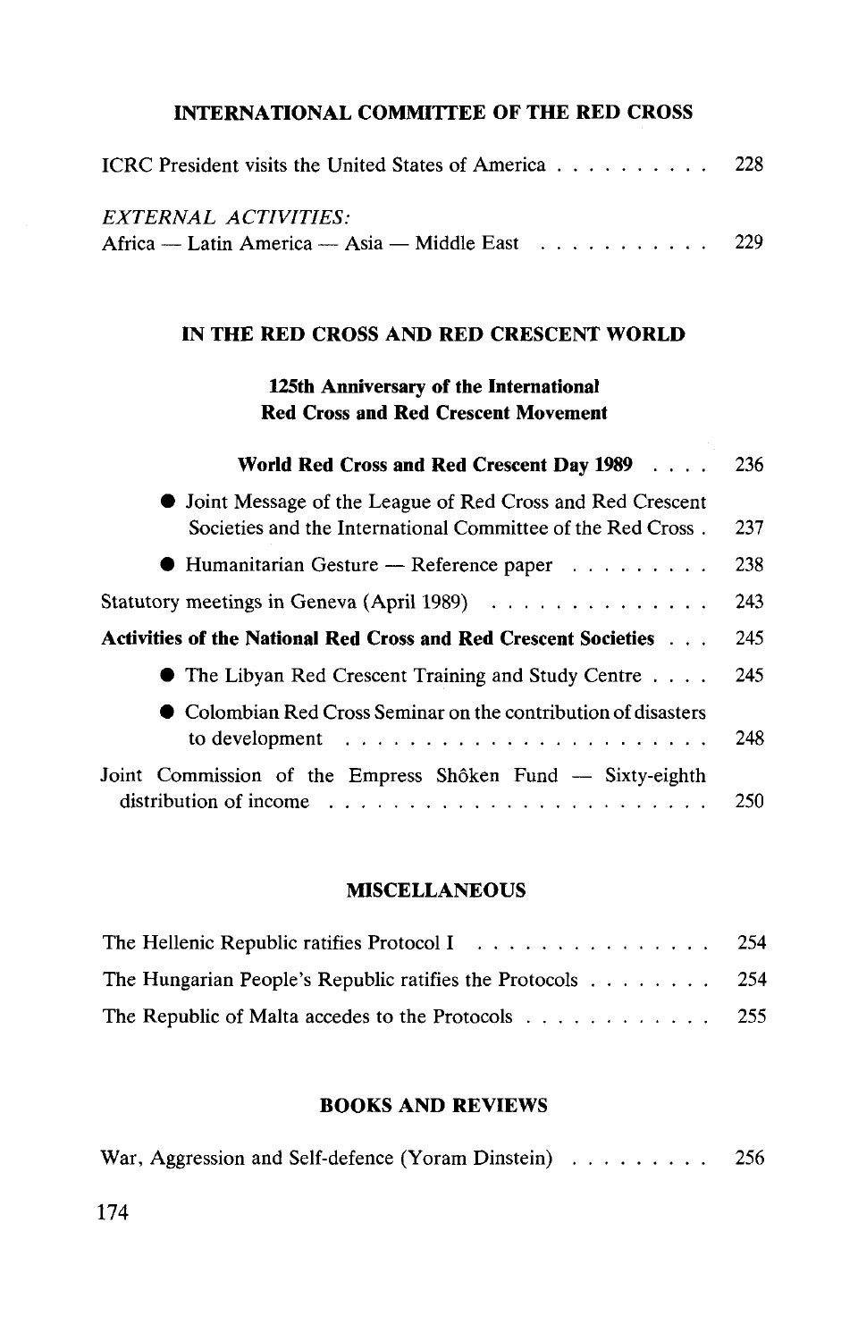## INTERNATIONAL COMMITTEE OF THE RED CROSS

ICRC President visits the United States of America . . . . . . . . . . 228

*EXTERNAL ACTIVITIES:*
Africa — Latin America — Asia — Middle East . . . . . . . . . . . 229

## IN THE RED CROSS AND RED CRESCENT WORLD

### 125th Anniversary of the International Red Cross and Red Crescent Movement

**World Red Cross and Red Crescent Day 1989** . . . . 236

- Joint Message of the League of Red Cross and Red Crescent Societies and the International Committee of the Red Cross . 237
- Humanitarian Gesture — Reference paper . . . . . . . . . 238

Statutory meetings in Geneva (April 1989) . . . . . . . . . . . . . . 243

**Activities of the National Red Cross and Red Crescent Societies** . . . 245

- The Libyan Red Crescent Training and Study Centre . . . . 245
- Colombian Red Cross Seminar on the contribution of disasters to development . . . . . . . . . . . . . . . . . . . . . . 248

Joint Commission of the Empress Shôken Fund — Sixty-eighth distribution of income . . . . . . . . . . . . . . . . . . . . . . . . 250

## MISCELLANEOUS

The Hellenic Republic ratifies Protocol I . . . . . . . . . . . . . . . 254

The Hungarian People's Republic ratifies the Protocols . . . . . . . . 254

The Republic of Malta accedes to the Protocols . . . . . . . . . . . . 255

## BOOKS AND REVIEWS

War, Aggression and Self-defence (Yoram Dinstein) . . . . . . . . . 256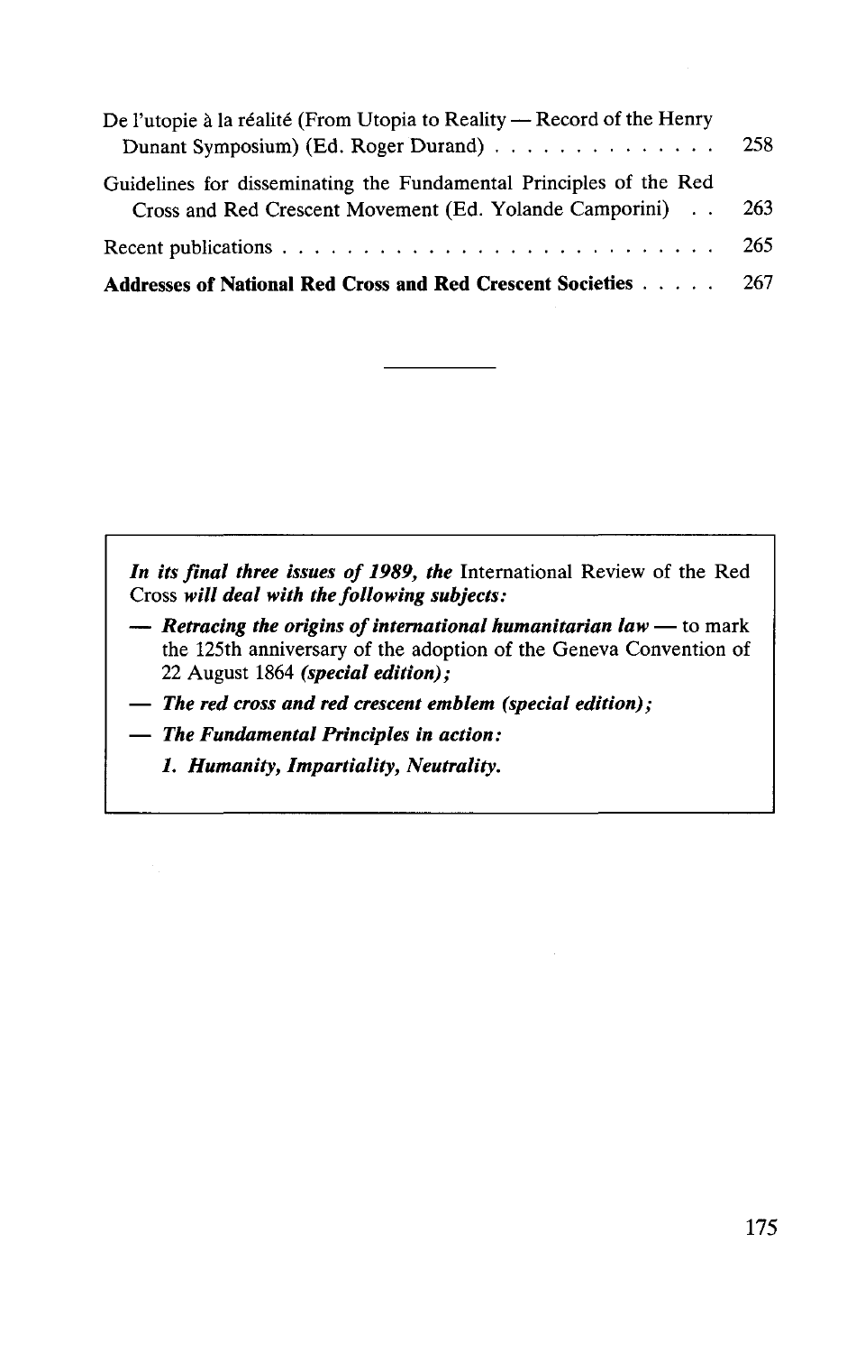De l'utopie à la réalité (From Utopia to Reality — Record of the Henry Dunant Symposium) (Ed. Roger Durand) . . . . . . . . . . . . . . 258

Guidelines for disseminating the Fundamental Principles of the Red Cross and Red Crescent Movement (Ed. Yolande Camporini) . . 263

Recent publications . . . . . . . . . . . . . . . . . . . . . . . . . . . 265

**Addresses of National Red Cross and Red Crescent Societies** . . . . . 267

---

***In its final three issues of 1989, the*** International Review of the Red Cross ***will deal with the following subjects:***

- ***Retracing the origins of international humanitarian law*** — to mark the 125th anniversary of the adoption of the Geneva Convention of 22 August 1864 ***(special edition);***
- ***The red cross and red crescent emblem (special edition);***
- ***The Fundamental Principles in action:***

  ***1. Humanity, Impartiality, Neutrality.***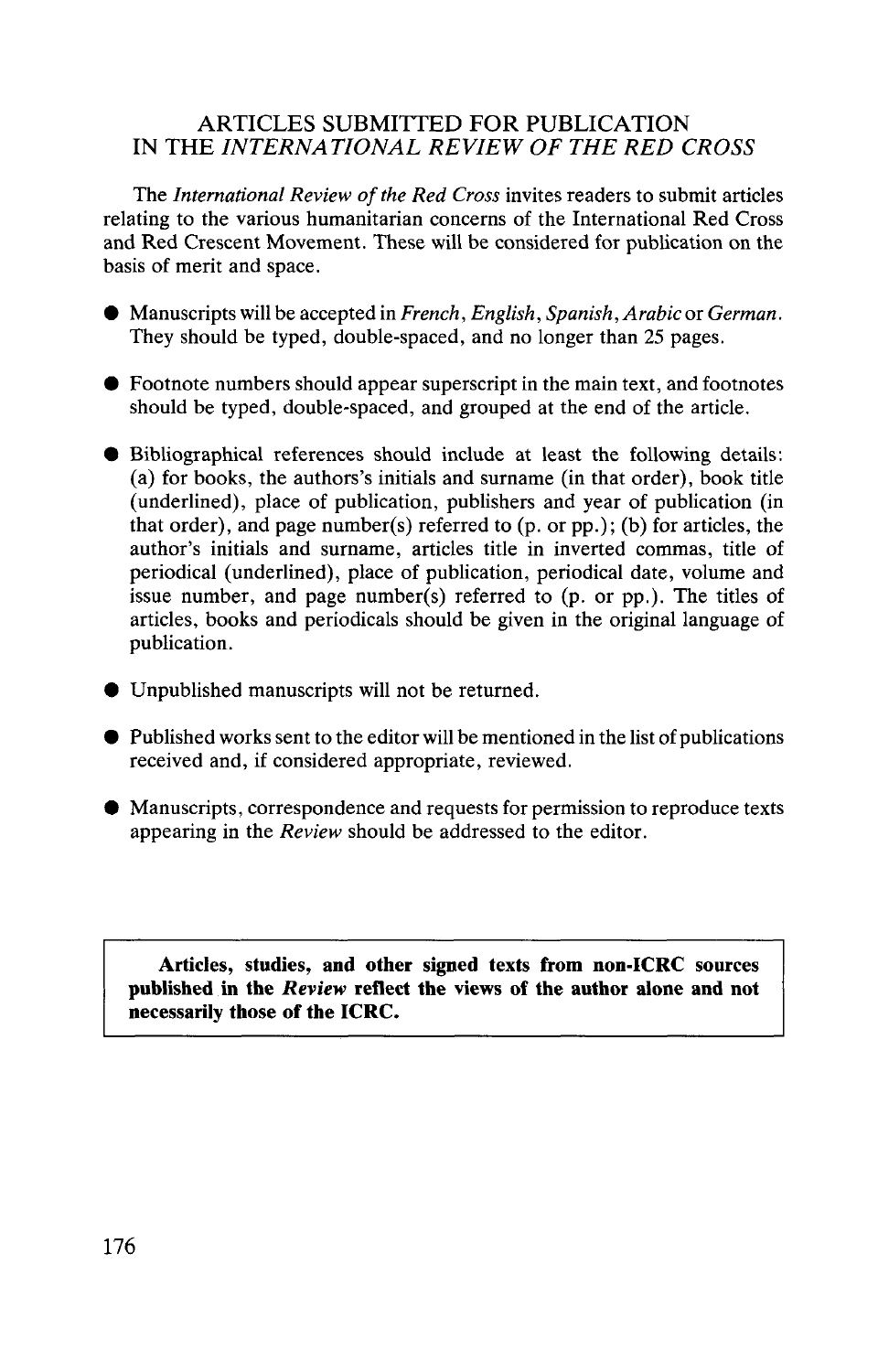## ARTICLES SUBMITTED FOR PUBLICATION IN THE *INTERNATIONAL REVIEW OF THE RED CROSS*

The *International Review of the Red Cross* invites readers to submit articles relating to the various humanitarian concerns of the International Red Cross and Red Crescent Movement. These will be considered for publication on the basis of merit and space.

- Manuscripts will be accepted in *French*, *English*, *Spanish*, *Arabic* or *German*. They should be typed, double-spaced, and no longer than 25 pages.
- Footnote numbers should appear superscript in the main text, and footnotes should be typed, double-spaced, and grouped at the end of the article.
- Bibliographical references should include at least the following details: (a) for books, the authors's initials and surname (in that order), book title (underlined), place of publication, publishers and year of publication (in that order), and page number(s) referred to (p. or pp.); (b) for articles, the author's initials and surname, articles title in inverted commas, title of periodical (underlined), place of publication, periodical date, volume and issue number, and page number(s) referred to (p. or pp.). The titles of articles, books and periodicals should be given in the original language of publication.
- Unpublished manuscripts will not be returned.
- Published works sent to the editor will be mentioned in the list of publications received and, if considered appropriate, reviewed.
- Manuscripts, correspondence and requests for permission to reproduce texts appearing in the *Review* should be addressed to the editor.

**Articles, studies, and other signed texts from non-ICRC sources published in the *Review* reflect the views of the author alone and not necessarily those of the ICRC.**